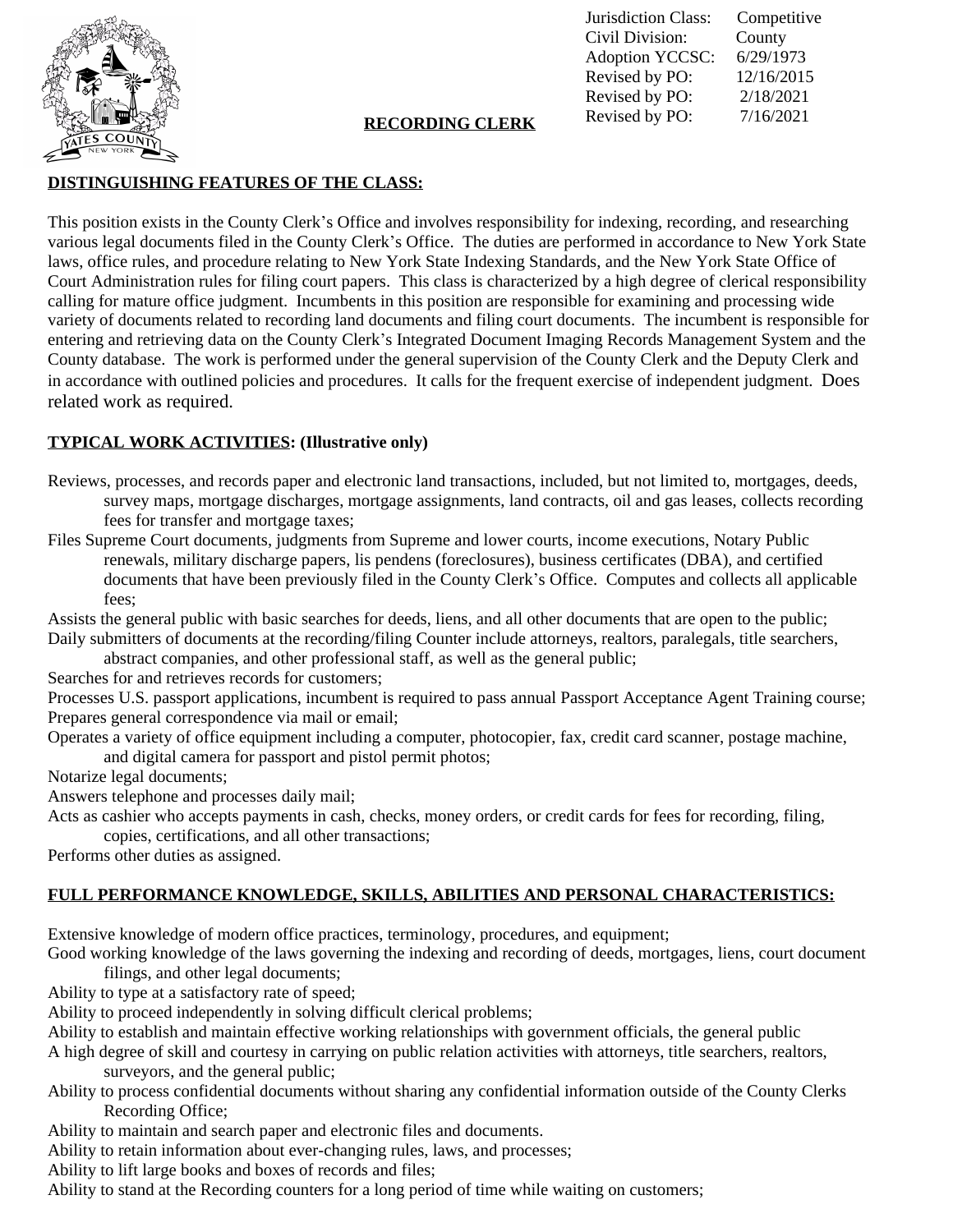| | |
|---|---|
| Jurisdiction Class: | Competitive |
| Civil Division: | County |
| Adoption YCCSC: | 6/29/1973 |
| Revised by PO: | 12/16/2015 |
| Revised by PO: | 2/18/2021 |
| Revised by PO: | 7/16/2021 |

# RECORDING CLERK

## DISTINGUISHING FEATURES OF THE CLASS:

This position exists in the County Clerk's Office and involves responsibility for indexing, recording, and researching various legal documents filed in the County Clerk's Office. The duties are performed in accordance to New York State laws, office rules, and procedure relating to New York State Indexing Standards, and the New York State Office of Court Administration rules for filing court papers. This class is characterized by a high degree of clerical responsibility calling for mature office judgment. Incumbents in this position are responsible for examining and processing wide variety of documents related to recording land documents and filing court documents. The incumbent is responsible for entering and retrieving data on the County Clerk's Integrated Document Imaging Records Management System and the County database. The work is performed under the general supervision of the County Clerk and the Deputy Clerk and in accordance with outlined policies and procedures. It calls for the frequent exercise of independent judgment. Does related work as required.

## TYPICAL WORK ACTIVITIES: (Illustrative only)

Reviews, processes, and records paper and electronic land transactions, included, but not limited to, mortgages, deeds, survey maps, mortgage discharges, mortgage assignments, land contracts, oil and gas leases, collects recording fees for transfer and mortgage taxes;

Files Supreme Court documents, judgments from Supreme and lower courts, income executions, Notary Public renewals, military discharge papers, lis pendens (foreclosures), business certificates (DBA), and certified documents that have been previously filed in the County Clerk's Office. Computes and collects all applicable fees;

Assists the general public with basic searches for deeds, liens, and all other documents that are open to the public;

Daily submitters of documents at the recording/filing Counter include attorneys, realtors, paralegals, title searchers, abstract companies, and other professional staff, as well as the general public;

Searches for and retrieves records for customers;

Processes U.S. passport applications, incumbent is required to pass annual Passport Acceptance Agent Training course;

Prepares general correspondence via mail or email;

Operates a variety of office equipment including a computer, photocopier, fax, credit card scanner, postage machine, and digital camera for passport and pistol permit photos;

Notarize legal documents;

Answers telephone and processes daily mail;

Acts as cashier who accepts payments in cash, checks, money orders, or credit cards for fees for recording, filing, copies, certifications, and all other transactions;

Performs other duties as assigned.

## FULL PERFORMANCE KNOWLEDGE, SKILLS, ABILITIES AND PERSONAL CHARACTERISTICS:

Extensive knowledge of modern office practices, terminology, procedures, and equipment;

Good working knowledge of the laws governing the indexing and recording of deeds, mortgages, liens, court document filings, and other legal documents;

Ability to type at a satisfactory rate of speed;

Ability to proceed independently in solving difficult clerical problems;

Ability to establish and maintain effective working relationships with government officials, the general public

A high degree of skill and courtesy in carrying on public relation activities with attorneys, title searchers, realtors, surveyors, and the general public;

Ability to process confidential documents without sharing any confidential information outside of the County Clerks Recording Office;

Ability to maintain and search paper and electronic files and documents.

Ability to retain information about ever-changing rules, laws, and processes;

Ability to lift large books and boxes of records and files;

Ability to stand at the Recording counters for a long period of time while waiting on customers;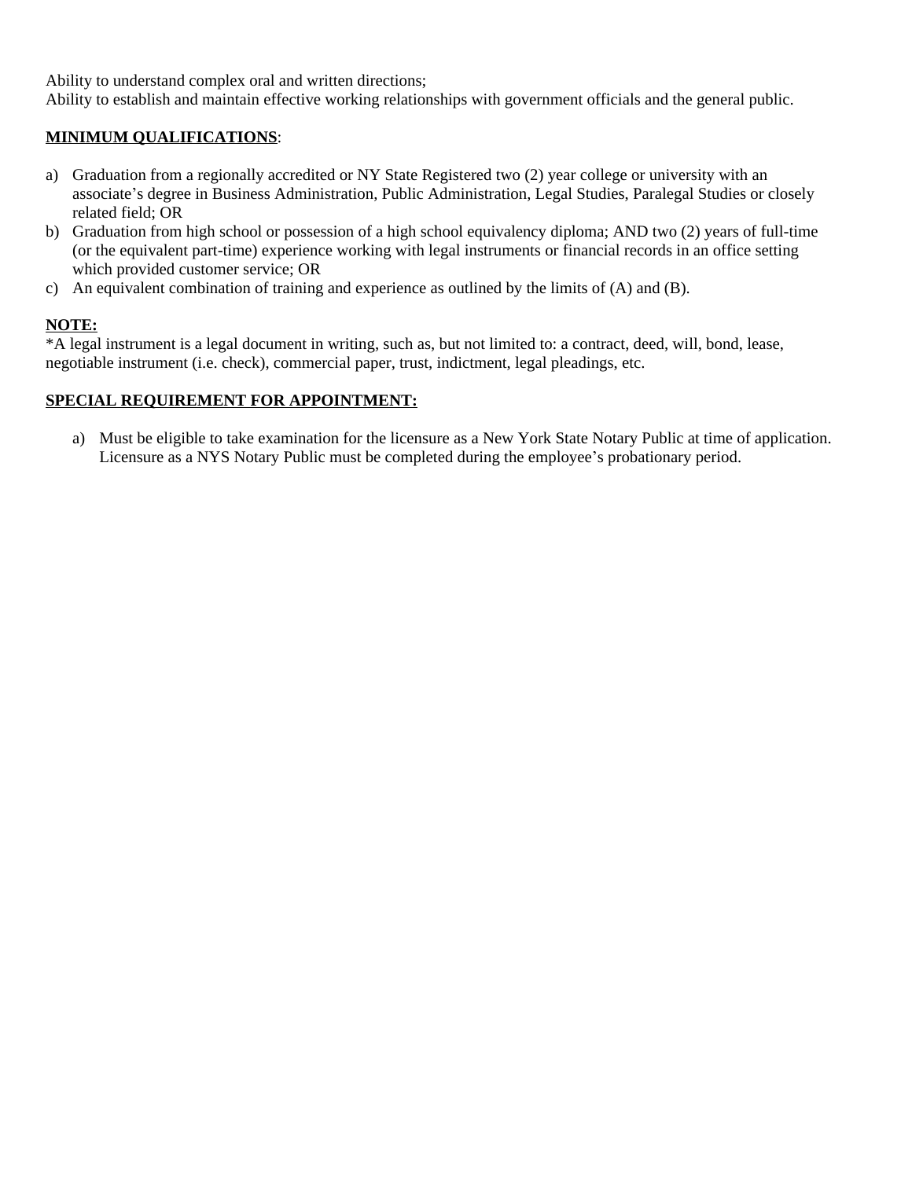Ability to understand complex oral and written directions;
Ability to establish and maintain effective working relationships with government officials and the general public.

**MINIMUM QUALIFICATIONS**:

a) Graduation from a regionally accredited or NY State Registered two (2) year college or university with an associate's degree in Business Administration, Public Administration, Legal Studies, Paralegal Studies or closely related field; OR
b) Graduation from high school or possession of a high school equivalency diploma; AND two (2) years of full-time (or the equivalent part-time) experience working with legal instruments or financial records in an office setting which provided customer service; OR
c) An equivalent combination of training and experience as outlined by the limits of (A) and (B).

**NOTE:**
*A legal instrument is a legal document in writing, such as, but not limited to: a contract, deed, will, bond, lease, negotiable instrument (i.e. check), commercial paper, trust, indictment, legal pleadings, etc.

**SPECIAL REQUIREMENT FOR APPOINTMENT:**

a) Must be eligible to take examination for the licensure as a New York State Notary Public at time of application. Licensure as a NYS Notary Public must be completed during the employee's probationary period.